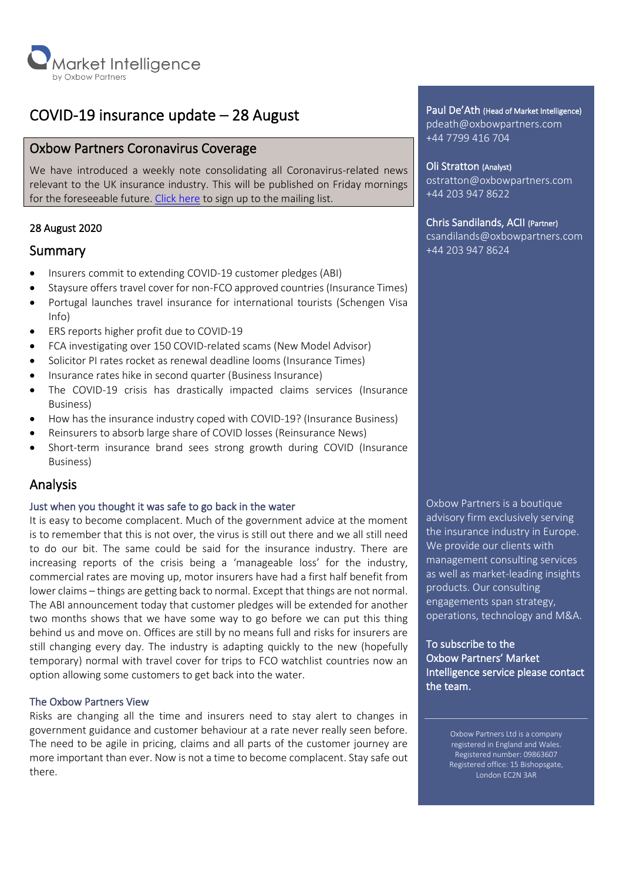Market Intelligence
by Oxbow Partners

# COVID-19 insurance update – 28 August

## Oxbow Partners Coronavirus Coverage

We have introduced a weekly note consolidating all Coronavirus-related news relevant to the UK insurance industry. This will be published on Friday mornings for the foreseeable future. [Click here] to sign up to the mailing list.

28 August 2020

## Summary

- Insurers commit to extending COVID-19 customer pledges (ABI)
- Staysure offers travel cover for non-FCO approved countries (Insurance Times)
- Portugal launches travel insurance for international tourists (Schengen Visa Info)
- ERS reports higher profit due to COVID-19
- FCA investigating over 150 COVID-related scams (New Model Advisor)
- Solicitor PI rates rocket as renewal deadline looms (Insurance Times)
- Insurance rates hike in second quarter (Business Insurance)
- The COVID-19 crisis has drastically impacted claims services (Insurance Business)
- How has the insurance industry coped with COVID-19? (Insurance Business)
- Reinsurers to absorb large share of COVID losses (Reinsurance News)
- Short-term insurance brand sees strong growth during COVID (Insurance Business)

## Analysis

### Just when you thought it was safe to go back in the water

It is easy to become complacent. Much of the government advice at the moment is to remember that this is not over, the virus is still out there and we all still need to do our bit. The same could be said for the insurance industry. There are increasing reports of the crisis being a 'manageable loss' for the industry, commercial rates are moving up, motor insurers have had a first half benefit from lower claims – things are getting back to normal. Except that things are not normal. The ABI announcement today that customer pledges will be extended for another two months shows that we have some way to go before we can put this thing behind us and move on. Offices are still by no means full and risks for insurers are still changing every day. The industry is adapting quickly to the new (hopefully temporary) normal with travel cover for trips to FCO watchlist countries now an option allowing some customers to get back into the water.

### The Oxbow Partners View

Risks are changing all the time and insurers need to stay alert to changes in government guidance and customer behaviour at a rate never really seen before. The need to be agile in pricing, claims and all parts of the customer journey are more important than ever. Now is not a time to become complacent. Stay safe out there.

---

**Paul De'Ath** (Head of Market Intelligence)
pdeath@oxbowpartners.com
+44 7799 416 704

**Oli Stratton** (Analyst)
ostratton@oxbowpartners.com
+44 203 947 8622

**Chris Sandilands, ACII** (Partner)
csandilands@oxbowpartners.com
+44 203 947 8624

Oxbow Partners is a boutique advisory firm exclusively serving the insurance industry in Europe. We provide our clients with management consulting services as well as market-leading insights products. Our consulting engagements span strategy, operations, technology and M&A.

**To subscribe to the Oxbow Partners' Market Intelligence service please contact the team.**

Oxbow Partners Ltd is a company registered in England and Wales. Registered number: 09863607 Registered office: 15 Bishopsgate, London EC2N 3AR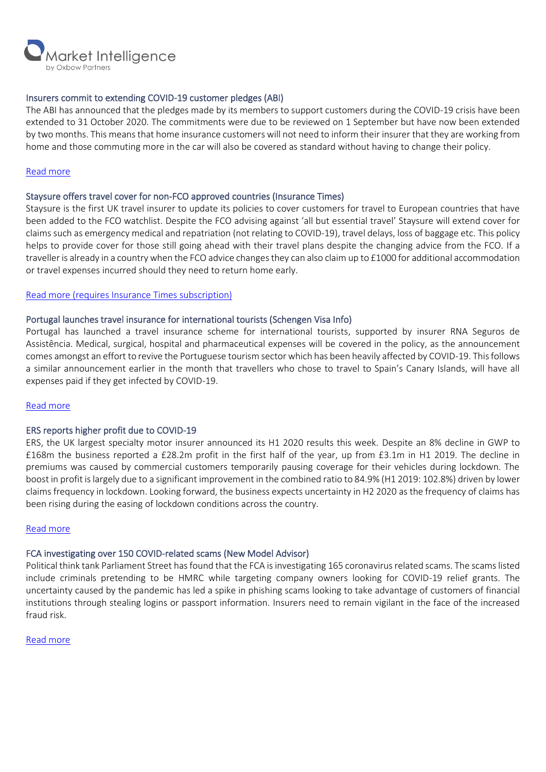### Insurers commit to extending COVID-19 customer pledges (ABI)

The ABI has announced that the pledges made by its members to support customers during the COVID-19 crisis have been extended to 31 October 2020. The commitments were due to be reviewed on 1 September but have now been extended by two months. This means that home insurance customers will not need to inform their insurer that they are working from home and those commuting more in the car will also be covered as standard without having to change their policy.

Read more

### Staysure offers travel cover for non-FCO approved countries (Insurance Times)

Staysure is the first UK travel insurer to update its policies to cover customers for travel to European countries that have been added to the FCO watchlist. Despite the FCO advising against 'all but essential travel' Staysure will extend cover for claims such as emergency medical and repatriation (not relating to COVID-19), travel delays, loss of baggage etc. This policy helps to provide cover for those still going ahead with their travel plans despite the changing advice from the FCO. If a traveller is already in a country when the FCO advice changes they can also claim up to £1000 for additional accommodation or travel expenses incurred should they need to return home early.

Read more (requires Insurance Times subscription)

### Portugal launches travel insurance for international tourists (Schengen Visa Info)

Portugal has launched a travel insurance scheme for international tourists, supported by insurer RNA Seguros de Assistência. Medical, surgical, hospital and pharmaceutical expenses will be covered in the policy, as the announcement comes amongst an effort to revive the Portuguese tourism sector which has been heavily affected by COVID-19. This follows a similar announcement earlier in the month that travellers who chose to travel to Spain's Canary Islands, will have all expenses paid if they get infected by COVID-19.

Read more

### ERS reports higher profit due to COVID-19

ERS, the UK largest specialty motor insurer announced its H1 2020 results this week. Despite an 8% decline in GWP to £168m the business reported a £28.2m profit in the first half of the year, up from £3.1m in H1 2019. The decline in premiums was caused by commercial customers temporarily pausing coverage for their vehicles during lockdown. The boost in profit is largely due to a significant improvement in the combined ratio to 84.9% (H1 2019: 102.8%) driven by lower claims frequency in lockdown. Looking forward, the business expects uncertainty in H2 2020 as the frequency of claims has been rising during the easing of lockdown conditions across the country.

Read more

### FCA investigating over 150 COVID-related scams (New Model Advisor)

Political think tank Parliament Street has found that the FCA is investigating 165 coronavirus related scams. The scams listed include criminals pretending to be HMRC while targeting company owners looking for COVID-19 relief grants. The uncertainty caused by the pandemic has led a spike in phishing scams looking to take advantage of customers of financial institutions through stealing logins or passport information. Insurers need to remain vigilant in the face of the increased fraud risk.

Read more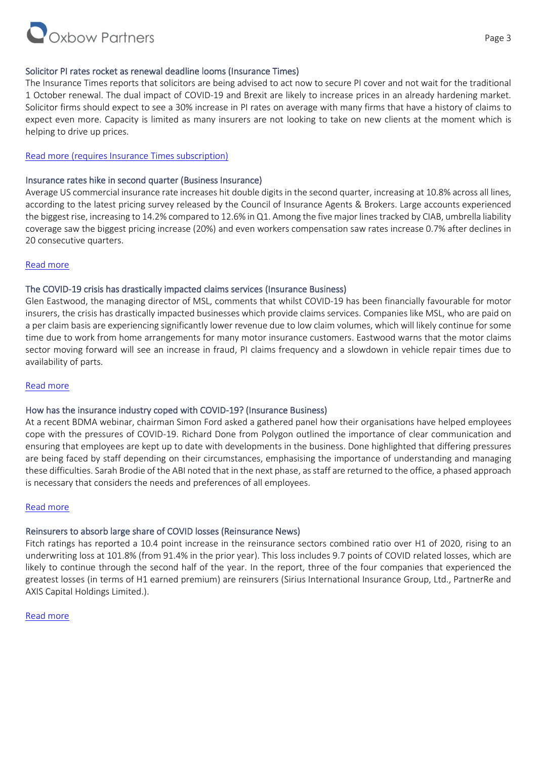### Solicitor PI rates rocket as renewal deadline looms (Insurance Times)

The Insurance Times reports that solicitors are being advised to act now to secure PI cover and not wait for the traditional 1 October renewal. The dual impact of COVID-19 and Brexit are likely to increase prices in an already hardening market. Solicitor firms should expect to see a 30% increase in PI rates on average with many firms that have a history of claims to expect even more. Capacity is limited as many insurers are not looking to take on new clients at the moment which is helping to drive up prices.

Read more (requires Insurance Times subscription)

### Insurance rates hike in second quarter (Business Insurance)

Average US commercial insurance rate increases hit double digits in the second quarter, increasing at 10.8% across all lines, according to the latest pricing survey released by the Council of Insurance Agents & Brokers. Large accounts experienced the biggest rise, increasing to 14.2% compared to 12.6% in Q1. Among the five major lines tracked by CIAB, umbrella liability coverage saw the biggest pricing increase (20%) and even workers compensation saw rates increase 0.7% after declines in 20 consecutive quarters.

Read more

### The COVID-19 crisis has drastically impacted claims services (Insurance Business)

Glen Eastwood, the managing director of MSL, comments that whilst COVID-19 has been financially favourable for motor insurers, the crisis has drastically impacted businesses which provide claims services. Companies like MSL, who are paid on a per claim basis are experiencing significantly lower revenue due to low claim volumes, which will likely continue for some time due to work from home arrangements for many motor insurance customers. Eastwood warns that the motor claims sector moving forward will see an increase in fraud, PI claims frequency and a slowdown in vehicle repair times due to availability of parts.

Read more

### How has the insurance industry coped with COVID-19? (Insurance Business)

At a recent BDMA webinar, chairman Simon Ford asked a gathered panel how their organisations have helped employees cope with the pressures of COVID-19. Richard Done from Polygon outlined the importance of clear communication and ensuring that employees are kept up to date with developments in the business. Done highlighted that differing pressures are being faced by staff depending on their circumstances, emphasising the importance of understanding and managing these difficulties. Sarah Brodie of the ABI noted that in the next phase, as staff are returned to the office, a phased approach is necessary that considers the needs and preferences of all employees.

Read more

### Reinsurers to absorb large share of COVID losses (Reinsurance News)

Fitch ratings has reported a 10.4 point increase in the reinsurance sectors combined ratio over H1 of 2020, rising to an underwriting loss at 101.8% (from 91.4% in the prior year). This loss includes 9.7 points of COVID related losses, which are likely to continue through the second half of the year. In the report, three of the four companies that experienced the greatest losses (in terms of H1 earned premium) are reinsurers (Sirius International Insurance Group, Ltd., PartnerRe and AXIS Capital Holdings Limited.).

Read more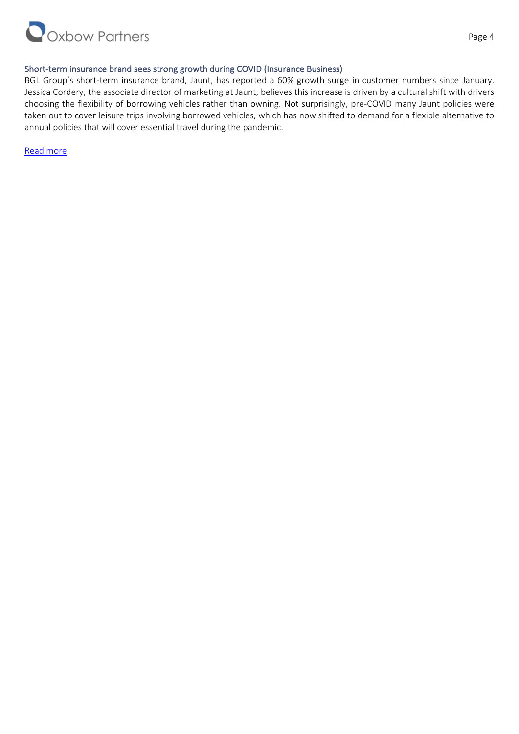### Short-term insurance brand sees strong growth during COVID (Insurance Business)

BGL Group's short-term insurance brand, Jaunt, has reported a 60% growth surge in customer numbers since January. Jessica Cordery, the associate director of marketing at Jaunt, believes this increase is driven by a cultural shift with drivers choosing the flexibility of borrowing vehicles rather than owning. Not surprisingly, pre-COVID many Jaunt policies were taken out to cover leisure trips involving borrowed vehicles, which has now shifted to demand for a flexible alternative to annual policies that will cover essential travel during the pandemic.

Read more